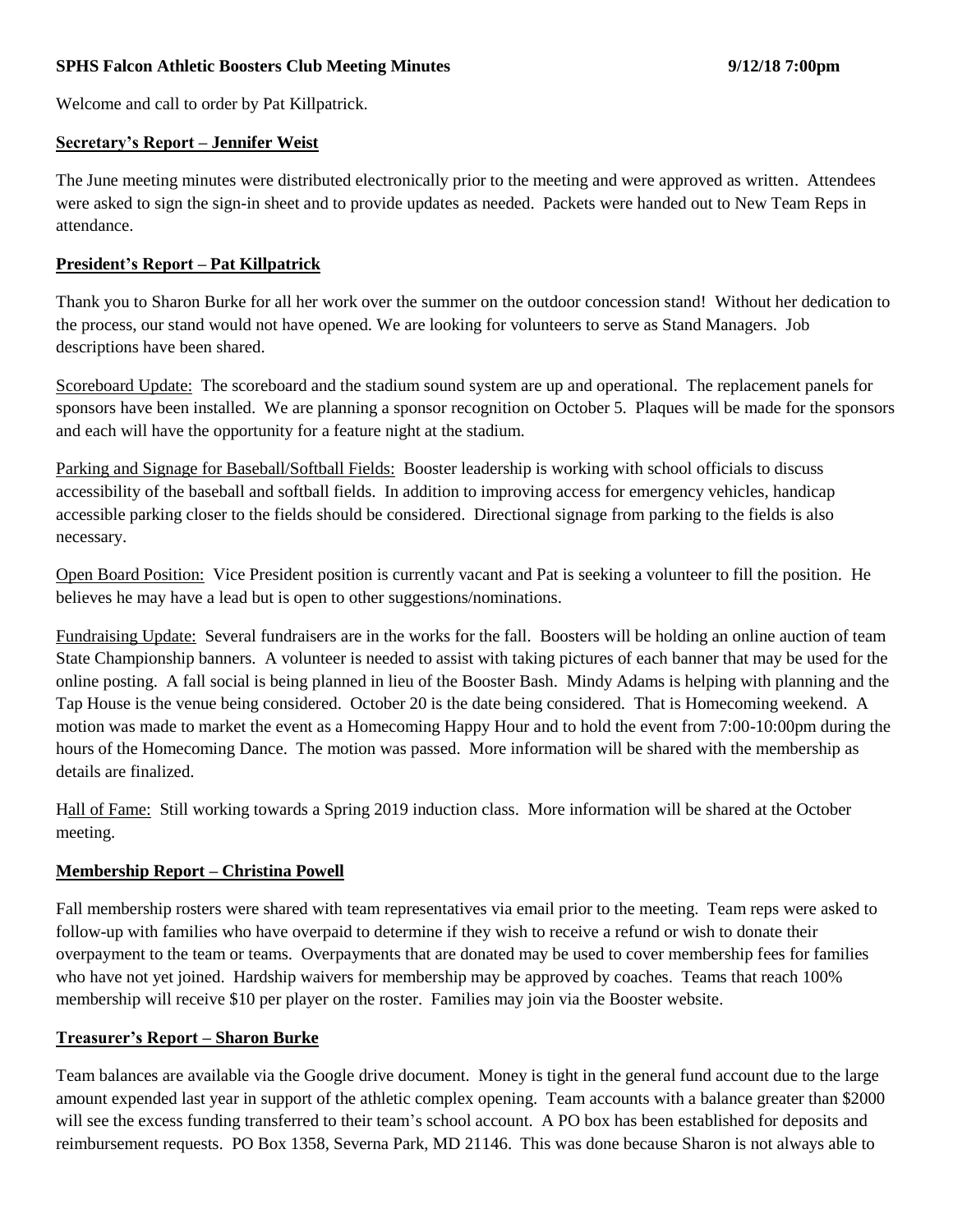**SPHS Falcon Athletic Boosters Club Meeting Minutes 9/12/18 7:00pm**

Welcome and call to order by Pat Killpatrick.

## **Secretary's Report – Jennifer Weist**

The June meeting minutes were distributed electronically prior to the meeting and were approved as written. Attendees were asked to sign the sign-in sheet and to provide updates as needed. Packets were handed out to New Team Reps in attendance.

## **President's Report – Pat Killpatrick**

Thank you to Sharon Burke for all her work over the summer on the outdoor concession stand! Without her dedication to the process, our stand would not have opened. We are looking for volunteers to serve as Stand Managers. Job descriptions have been shared.

Scoreboard Update: The scoreboard and the stadium sound system are up and operational. The replacement panels for sponsors have been installed. We are planning a sponsor recognition on October 5. Plaques will be made for the sponsors and each will have the opportunity for a feature night at the stadium.

Parking and Signage for Baseball/Softball Fields: Booster leadership is working with school officials to discuss accessibility of the baseball and softball fields. In addition to improving access for emergency vehicles, handicap accessible parking closer to the fields should be considered. Directional signage from parking to the fields is also necessary.

Open Board Position: Vice President position is currently vacant and Pat is seeking a volunteer to fill the position. He believes he may have a lead but is open to other suggestions/nominations.

Fundraising Update: Several fundraisers are in the works for the fall. Boosters will be holding an online auction of team State Championship banners. A volunteer is needed to assist with taking pictures of each banner that may be used for the online posting. A fall social is being planned in lieu of the Booster Bash. Mindy Adams is helping with planning and the Tap House is the venue being considered. October 20 is the date being considered. That is Homecoming weekend. A motion was made to market the event as a Homecoming Happy Hour and to hold the event from 7:00-10:00pm during the hours of the Homecoming Dance. The motion was passed. More information will be shared with the membership as details are finalized.

Hall of Fame: Still working towards a Spring 2019 induction class. More information will be shared at the October meeting.

## **Membership Report – Christina Powell**

Fall membership rosters were shared with team representatives via email prior to the meeting. Team reps were asked to follow-up with families who have overpaid to determine if they wish to receive a refund or wish to donate their overpayment to the team or teams. Overpayments that are donated may be used to cover membership fees for families who have not yet joined. Hardship waivers for membership may be approved by coaches. Teams that reach 100% membership will receive $10 per player on the roster. Families may join via the Booster website.

## **Treasurer's Report – Sharon Burke**

Team balances are available via the Google drive document. Money is tight in the general fund account due to the large amount expended last year in support of the athletic complex opening. Team accounts with a balance greater than $2000 will see the excess funding transferred to their team's school account. A PO box has been established for deposits and reimbursement requests. PO Box 1358, Severna Park, MD 21146. This was done because Sharon is not always able to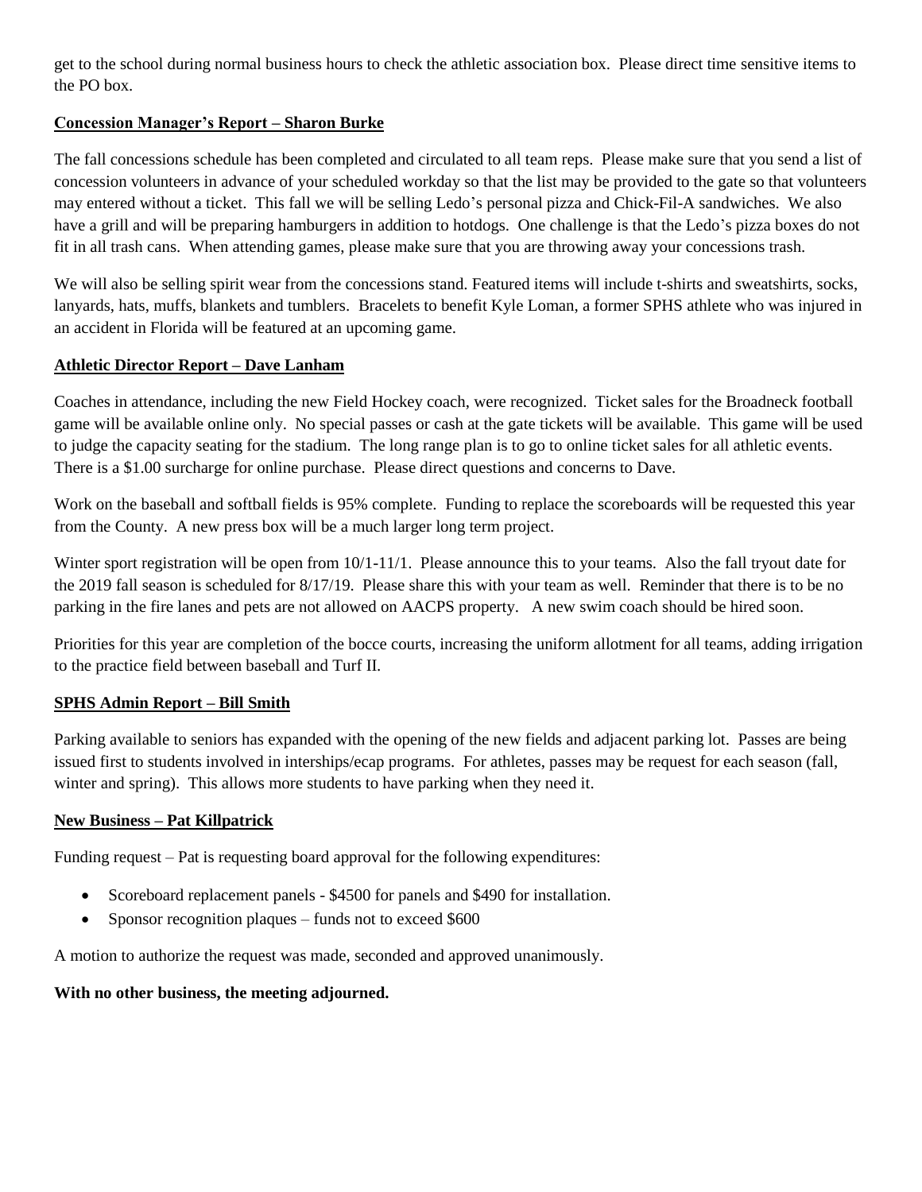get to the school during normal business hours to check the athletic association box. Please direct time sensitive items to the PO box.

**Concession Manager's Report – Sharon Burke**

The fall concessions schedule has been completed and circulated to all team reps. Please make sure that you send a list of concession volunteers in advance of your scheduled workday so that the list may be provided to the gate so that volunteers may entered without a ticket. This fall we will be selling Ledo's personal pizza and Chick-Fil-A sandwiches. We also have a grill and will be preparing hamburgers in addition to hotdogs. One challenge is that the Ledo's pizza boxes do not fit in all trash cans. When attending games, please make sure that you are throwing away your concessions trash.

We will also be selling spirit wear from the concessions stand. Featured items will include t-shirts and sweatshirts, socks, lanyards, hats, muffs, blankets and tumblers. Bracelets to benefit Kyle Loman, a former SPHS athlete who was injured in an accident in Florida will be featured at an upcoming game.

**Athletic Director Report – Dave Lanham**

Coaches in attendance, including the new Field Hockey coach, were recognized. Ticket sales for the Broadneck football game will be available online only. No special passes or cash at the gate tickets will be available. This game will be used to judge the capacity seating for the stadium. The long range plan is to go to online ticket sales for all athletic events. There is a $1.00 surcharge for online purchase. Please direct questions and concerns to Dave.

Work on the baseball and softball fields is 95% complete. Funding to replace the scoreboards will be requested this year from the County. A new press box will be a much larger long term project.

Winter sport registration will be open from 10/1-11/1. Please announce this to your teams. Also the fall tryout date for the 2019 fall season is scheduled for 8/17/19. Please share this with your team as well. Reminder that there is to be no parking in the fire lanes and pets are not allowed on AACPS property. A new swim coach should be hired soon.

Priorities for this year are completion of the bocce courts, increasing the uniform allotment for all teams, adding irrigation to the practice field between baseball and Turf II.

**SPHS Admin Report – Bill Smith**

Parking available to seniors has expanded with the opening of the new fields and adjacent parking lot. Passes are being issued first to students involved in interships/ecap programs. For athletes, passes may be request for each season (fall, winter and spring). This allows more students to have parking when they need it.

**New Business – Pat Killpatrick**

Funding request – Pat is requesting board approval for the following expenditures:

- Scoreboard replacement panels - $4500 for panels and $490 for installation.
- Sponsor recognition plaques – funds not to exceed $600

A motion to authorize the request was made, seconded and approved unanimously.

**With no other business, the meeting adjourned.**